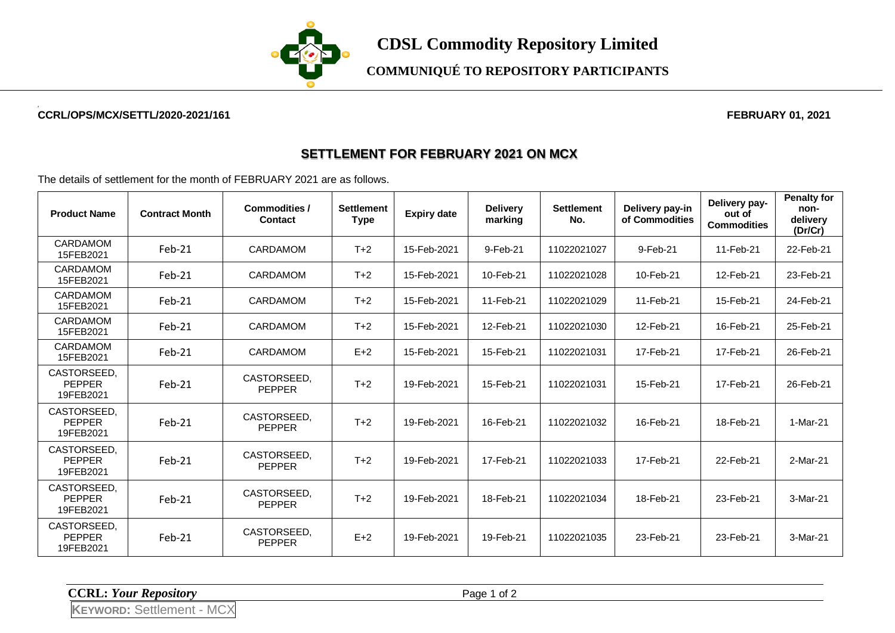# CDSL Commodity Repository Limited

## COMMUNIQUÉ TO REPOSITORY PARTICIPANTS

**CCRL/OPS/MCX/SETTL/2020-2021/161** **FEBRUARY 01, 2021**

### SETTLEMENT FOR FEBRUARY 2021 ON MCX

The details of settlement for the month of FEBRUARY 2021 are as follows.

| Product Name | Contract Month | Commodities / Contact | Settlement Type | Expiry date | Delivery marking | Settlement No. | Delivery pay-in of Commodities | Delivery pay-out of Commodities | Penalty for non-delivery (Dr/Cr) |
|---|---|---|---|---|---|---|---|---|---|
| CARDAMOM 15FEB2021 | Feb-21 | CARDAMOM | T+2 | 15-Feb-2021 | 9-Feb-21 | 11022021027 | 9-Feb-21 | 11-Feb-21 | 22-Feb-21 |
| CARDAMOM 15FEB2021 | Feb-21 | CARDAMOM | T+2 | 15-Feb-2021 | 10-Feb-21 | 11022021028 | 10-Feb-21 | 12-Feb-21 | 23-Feb-21 |
| CARDAMOM 15FEB2021 | Feb-21 | CARDAMOM | T+2 | 15-Feb-2021 | 11-Feb-21 | 11022021029 | 11-Feb-21 | 15-Feb-21 | 24-Feb-21 |
| CARDAMOM 15FEB2021 | Feb-21 | CARDAMOM | T+2 | 15-Feb-2021 | 12-Feb-21 | 11022021030 | 12-Feb-21 | 16-Feb-21 | 25-Feb-21 |
| CARDAMOM 15FEB2021 | Feb-21 | CARDAMOM | E+2 | 15-Feb-2021 | 15-Feb-21 | 11022021031 | 17-Feb-21 | 17-Feb-21 | 26-Feb-21 |
| CASTORSEED, PEPPER 19FEB2021 | Feb-21 | CASTORSEED, PEPPER | T+2 | 19-Feb-2021 | 15-Feb-21 | 11022021031 | 15-Feb-21 | 17-Feb-21 | 26-Feb-21 |
| CASTORSEED, PEPPER 19FEB2021 | Feb-21 | CASTORSEED, PEPPER | T+2 | 19-Feb-2021 | 16-Feb-21 | 11022021032 | 16-Feb-21 | 18-Feb-21 | 1-Mar-21 |
| CASTORSEED, PEPPER 19FEB2021 | Feb-21 | CASTORSEED, PEPPER | T+2 | 19-Feb-2021 | 17-Feb-21 | 11022021033 | 17-Feb-21 | 22-Feb-21 | 2-Mar-21 |
| CASTORSEED, PEPPER 19FEB2021 | Feb-21 | CASTORSEED, PEPPER | T+2 | 19-Feb-2021 | 18-Feb-21 | 11022021034 | 18-Feb-21 | 23-Feb-21 | 3-Mar-21 |
| CASTORSEED, PEPPER 19FEB2021 | Feb-21 | CASTORSEED, PEPPER | E+2 | 19-Feb-2021 | 19-Feb-21 | 11022021035 | 23-Feb-21 | 23-Feb-21 | 3-Mar-21 |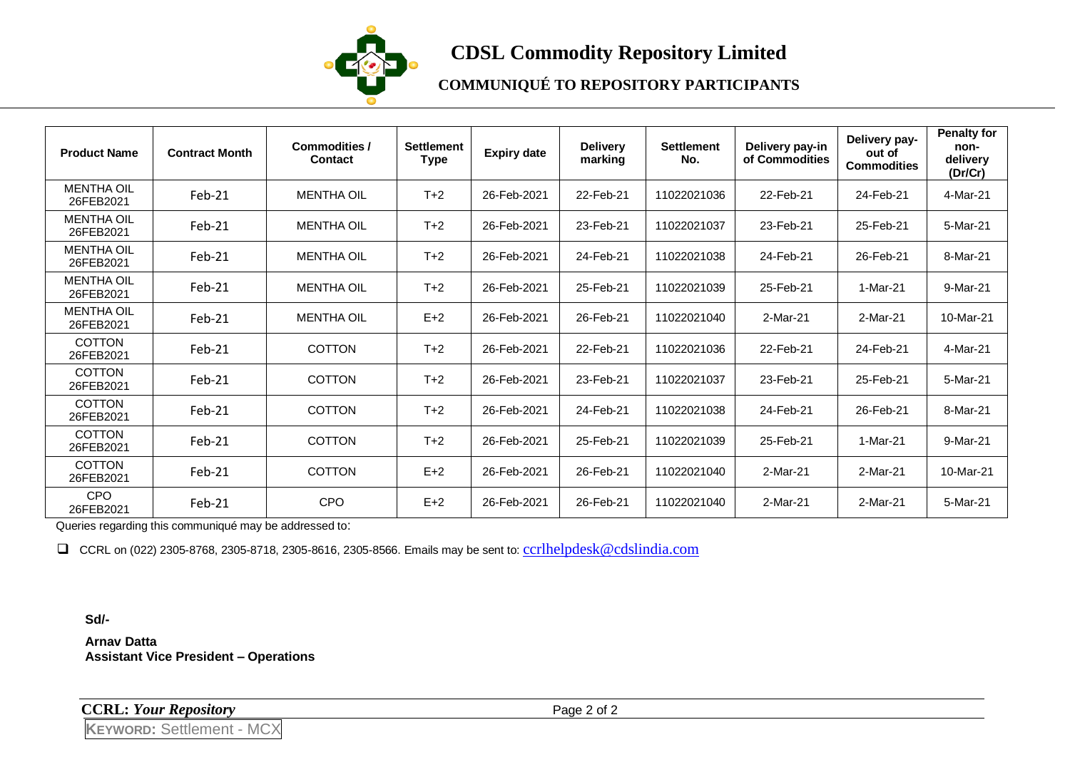# CDSL Commodity Repository Limited

## COMMUNIQUÉ TO REPOSITORY PARTICIPANTS

| Product Name | Contract Month | Commodities / Contact | Settlement Type | Expiry date | Delivery marking | Settlement No. | Delivery pay-in of Commodities | Delivery pay-out of Commodities | Penalty for non-delivery (Dr/Cr) |
|---|---|---|---|---|---|---|---|---|---|
| MENTHA OIL 26FEB2021 | Feb-21 | MENTHA OIL | T+2 | 26-Feb-2021 | 22-Feb-21 | 11022021036 | 22-Feb-21 | 24-Feb-21 | 4-Mar-21 |
| MENTHA OIL 26FEB2021 | Feb-21 | MENTHA OIL | T+2 | 26-Feb-2021 | 23-Feb-21 | 11022021037 | 23-Feb-21 | 25-Feb-21 | 5-Mar-21 |
| MENTHA OIL 26FEB2021 | Feb-21 | MENTHA OIL | T+2 | 26-Feb-2021 | 24-Feb-21 | 11022021038 | 24-Feb-21 | 26-Feb-21 | 8-Mar-21 |
| MENTHA OIL 26FEB2021 | Feb-21 | MENTHA OIL | T+2 | 26-Feb-2021 | 25-Feb-21 | 11022021039 | 25-Feb-21 | 1-Mar-21 | 9-Mar-21 |
| MENTHA OIL 26FEB2021 | Feb-21 | MENTHA OIL | E+2 | 26-Feb-2021 | 26-Feb-21 | 11022021040 | 2-Mar-21 | 2-Mar-21 | 10-Mar-21 |
| COTTON 26FEB2021 | Feb-21 | COTTON | T+2 | 26-Feb-2021 | 22-Feb-21 | 11022021036 | 22-Feb-21 | 24-Feb-21 | 4-Mar-21 |
| COTTON 26FEB2021 | Feb-21 | COTTON | T+2 | 26-Feb-2021 | 23-Feb-21 | 11022021037 | 23-Feb-21 | 25-Feb-21 | 5-Mar-21 |
| COTTON 26FEB2021 | Feb-21 | COTTON | T+2 | 26-Feb-2021 | 24-Feb-21 | 11022021038 | 24-Feb-21 | 26-Feb-21 | 8-Mar-21 |
| COTTON 26FEB2021 | Feb-21 | COTTON | T+2 | 26-Feb-2021 | 25-Feb-21 | 11022021039 | 25-Feb-21 | 1-Mar-21 | 9-Mar-21 |
| COTTON 26FEB2021 | Feb-21 | COTTON | E+2 | 26-Feb-2021 | 26-Feb-21 | 11022021040 | 2-Mar-21 | 2-Mar-21 | 10-Mar-21 |
| CPO 26FEB2021 | Feb-21 | CPO | E+2 | 26-Feb-2021 | 26-Feb-21 | 11022021040 | 2-Mar-21 | 2-Mar-21 | 5-Mar-21 |

Queries regarding this communiqué may be addressed to:

- CCRL on (022) 2305-8768, 2305-8718, 2305-8616, 2305-8566. Emails may be sent to: ccrlhelpdesk@cdslindia.com

**Sd/-**

**Arnav Datta**
**Assistant Vice President – Operations**

**CCRL:** ***Your Repository***

**KEYWORD:** Settlement - MCX